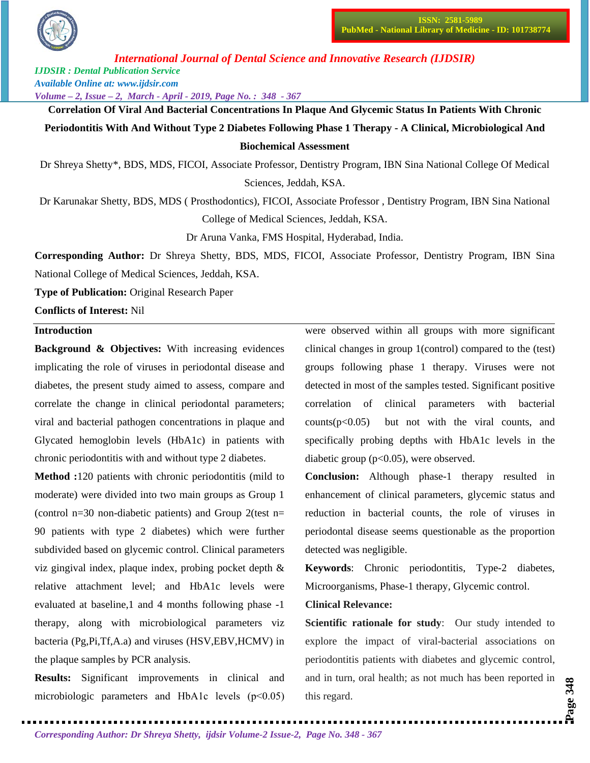# Correlation Of Viral And Bacterial Concentrations In Plaque And Glycemic Status In Patients With Chronic Periodontitis With And Without Type 2 Diabetes Following Phase 1 Therapy - A Clinical, Microbiological And Biochemical Assessment

Dr Shreya Shetty*, BDS, MDS, FICOI, Associate Professor, Dentistry Program, IBN Sina National College Of Medical Sciences, Jeddah, KSA.

Dr Karunakar Shetty, BDS, MDS ( Prosthodontics), FICOI, Associate Professor , Dentistry Program, IBN Sina National College of Medical Sciences, Jeddah, KSA.

Dr Aruna Vanka, FMS Hospital, Hyderabad, India.

**Corresponding Author:** Dr Shreya Shetty, BDS, MDS, FICOI, Associate Professor, Dentistry Program, IBN Sina National College of Medical Sciences, Jeddah, KSA.

**Type of Publication:** Original Research Paper

**Conflicts of Interest:** Nil

## Introduction

**Background & Objectives:** With increasing evidences implicating the role of viruses in periodontal disease and diabetes, the present study aimed to assess, compare and correlate the change in clinical periodontal parameters; viral and bacterial pathogen concentrations in plaque and Glycated hemoglobin levels (HbA1c) in patients with chronic periodontitis with and without type 2 diabetes.

**Method :**120 patients with chronic periodontitis (mild to moderate) were divided into two main groups as Group 1 (control n=30 non-diabetic patients) and Group 2(test n= 90 patients with type 2 diabetes) which were further subdivided based on glycemic control. Clinical parameters viz gingival index, plaque index, probing pocket depth & relative attachment level; and HbA1c levels were evaluated at baseline,1 and 4 months following phase -1 therapy, along with microbiological parameters viz bacteria (Pg,Pi,Tf,A.a) and viruses (HSV,EBV,HCMV) in the plaque samples by PCR analysis.

**Results:** Significant improvements in clinical and microbiologic parameters and HbA1c levels ($p<0.05$) were observed within all groups with more significant clinical changes in group 1(control) compared to the (test) groups following phase 1 therapy. Viruses were not detected in most of the samples tested. Significant positive correlation of clinical parameters with bacterial counts($p<0.05$) but not with the viral counts, and specifically probing depths with HbA1c levels in the diabetic group ($p<0.05$), were observed.

**Conclusion:** Although phase-1 therapy resulted in enhancement of clinical parameters, glycemic status and reduction in bacterial counts, the role of viruses in periodontal disease seems questionable as the proportion detected was negligible.

**Keywords**: Chronic periodontitis, Type-2 diabetes, Microorganisms, Phase-1 therapy, Glycemic control.

**Clinical Relevance:**

**Scientific rationale for study**: Our study intended to explore the impact of viral-bacterial associations on periodontitis patients with diabetes and glycemic control, and in turn, oral health; as not much has been reported in this regard.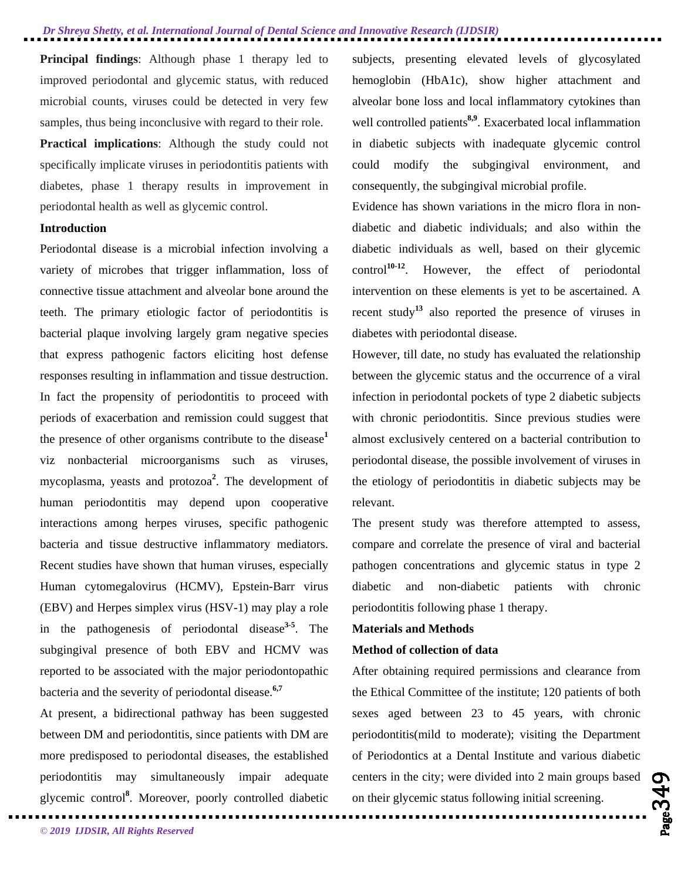**Principal findings**: Although phase 1 therapy led to improved periodontal and glycemic status, with reduced microbial counts, viruses could be detected in very few samples, thus being inconclusive with regard to their role.

**Practical implications**: Although the study could not specifically implicate viruses in periodontitis patients with diabetes, phase 1 therapy results in improvement in periodontal health as well as glycemic control.

## Introduction

Periodontal disease is a microbial infection involving a variety of microbes that trigger inflammation, loss of connective tissue attachment and alveolar bone around the teeth. The primary etiologic factor of periodontitis is bacterial plaque involving largely gram negative species that express pathogenic factors eliciting host defense responses resulting in inflammation and tissue destruction. In fact the propensity of periodontitis to proceed with periods of exacerbation and remission could suggest that the presence of other organisms contribute to the disease[1] viz nonbacterial microorganisms such as viruses, mycoplasma, yeasts and protozoa[2]. The development of human periodontitis may depend upon cooperative interactions among herpes viruses, specific pathogenic bacteria and tissue destructive inflammatory mediators. Recent studies have shown that human viruses, especially Human cytomegalovirus (HCMV), Epstein-Barr virus (EBV) and Herpes simplex virus (HSV-1) may play a role in the pathogenesis of periodontal disease[3-5]. The subgingival presence of both EBV and HCMV was reported to be associated with the major periodontopathic bacteria and the severity of periodontal disease.[6,7]

At present, a bidirectional pathway has been suggested between DM and periodontitis, since patients with DM are more predisposed to periodontal diseases, the established periodontitis may simultaneously impair adequate glycemic control[8]. Moreover, poorly controlled diabetic subjects, presenting elevated levels of glycosylated hemoglobin (HbA1c), show higher attachment and alveolar bone loss and local inflammatory cytokines than well controlled patients[8,9]. Exacerbated local inflammation in diabetic subjects with inadequate glycemic control could modify the subgingival environment, and consequently, the subgingival microbial profile.

Evidence has shown variations in the micro flora in non-diabetic and diabetic individuals; and also within the diabetic individuals as well, based on their glycemic control[10-12]. However, the effect of periodontal intervention on these elements is yet to be ascertained. A recent study[13] also reported the presence of viruses in diabetes with periodontal disease.

However, till date, no study has evaluated the relationship between the glycemic status and the occurrence of a viral infection in periodontal pockets of type 2 diabetic subjects with chronic periodontitis. Since previous studies were almost exclusively centered on a bacterial contribution to periodontal disease, the possible involvement of viruses in the etiology of periodontitis in diabetic subjects may be relevant.

The present study was therefore attempted to assess, compare and correlate the presence of viral and bacterial pathogen concentrations and glycemic status in type 2 diabetic and non-diabetic patients with chronic periodontitis following phase 1 therapy.

## Materials and Methods

### Method of collection of data

After obtaining required permissions and clearance from the Ethical Committee of the institute; 120 patients of both sexes aged between 23 to 45 years, with chronic periodontitis(mild to moderate); visiting the Department of Periodontics at a Dental Institute and various diabetic centers in the city; were divided into 2 main groups based on their glycemic status following initial screening.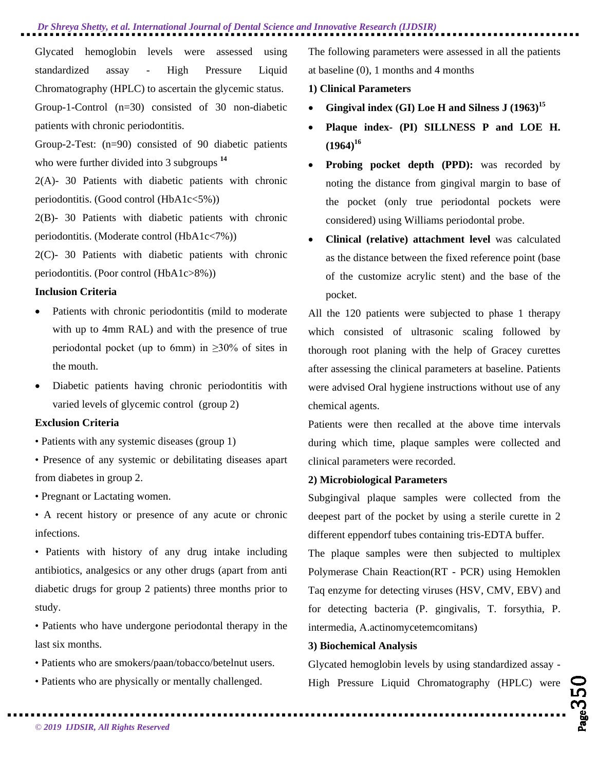Glycated hemoglobin levels were assessed using standardized assay - High Pressure Liquid Chromatography (HPLC) to ascertain the glycemic status.

Group-1-Control (n=30) consisted of 30 non-diabetic patients with chronic periodontitis.

Group-2-Test: (n=90) consisted of 90 diabetic patients who were further divided into 3 subgroups [14]

2(A)- 30 Patients with diabetic patients with chronic periodontitis. (Good control (HbA1c<5%))

2(B)- 30 Patients with diabetic patients with chronic periodontitis. (Moderate control (HbA1c<7%))

2(C)- 30 Patients with diabetic patients with chronic periodontitis. (Poor control (HbA1c>8%))

**Inclusion Criteria**

- Patients with chronic periodontitis (mild to moderate with up to 4mm RAL) and with the presence of true periodontal pocket (up to 6mm) in ≥30% of sites in the mouth.
- Diabetic patients having chronic periodontitis with varied levels of glycemic control (group 2)

**Exclusion Criteria**

- Patients with any systemic diseases (group 1)
- Presence of any systemic or debilitating diseases apart from diabetes in group 2.
- Pregnant or Lactating women.
- A recent history or presence of any acute or chronic infections.
- Patients with history of any drug intake including antibiotics, analgesics or any other drugs (apart from anti diabetic drugs for group 2 patients) three months prior to study.
- Patients who have undergone periodontal therapy in the last six months.
- Patients who are smokers/paan/tobacco/betelnut users.
- Patients who are physically or mentally challenged.

The following parameters were assessed in all the patients at baseline (0), 1 months and 4 months

**1) Clinical Parameters**

- **Gingival index (GI) Loe H and Silness J (1963)**[15]
- **Plaque index- (PI) SILLNESS P and LOE H. (1964)**[16]
- **Probing pocket depth (PPD):** was recorded by noting the distance from gingival margin to base of the pocket (only true periodontal pockets were considered) using Williams periodontal probe.
- **Clinical (relative) attachment level** was calculated as the distance between the fixed reference point (base of the customize acrylic stent) and the base of the pocket.

All the 120 patients were subjected to phase 1 therapy which consisted of ultrasonic scaling followed by thorough root planing with the help of Gracey curettes after assessing the clinical parameters at baseline. Patients were advised Oral hygiene instructions without use of any chemical agents.

Patients were then recalled at the above time intervals during which time, plaque samples were collected and clinical parameters were recorded.

**2) Microbiological Parameters**

Subgingival plaque samples were collected from the deepest part of the pocket by using a sterile curette in 2 different eppendorf tubes containing tris-EDTA buffer.

The plaque samples were then subjected to multiplex Polymerase Chain Reaction(RT - PCR) using Hemoklen Taq enzyme for detecting viruses (HSV, CMV, EBV) and for detecting bacteria (P. gingivalis, T. forsythia, P. intermedia, A.actinomycetemcomitans)

**3) Biochemical Analysis**

Glycated hemoglobin levels by using standardized assay - High Pressure Liquid Chromatography (HPLC) were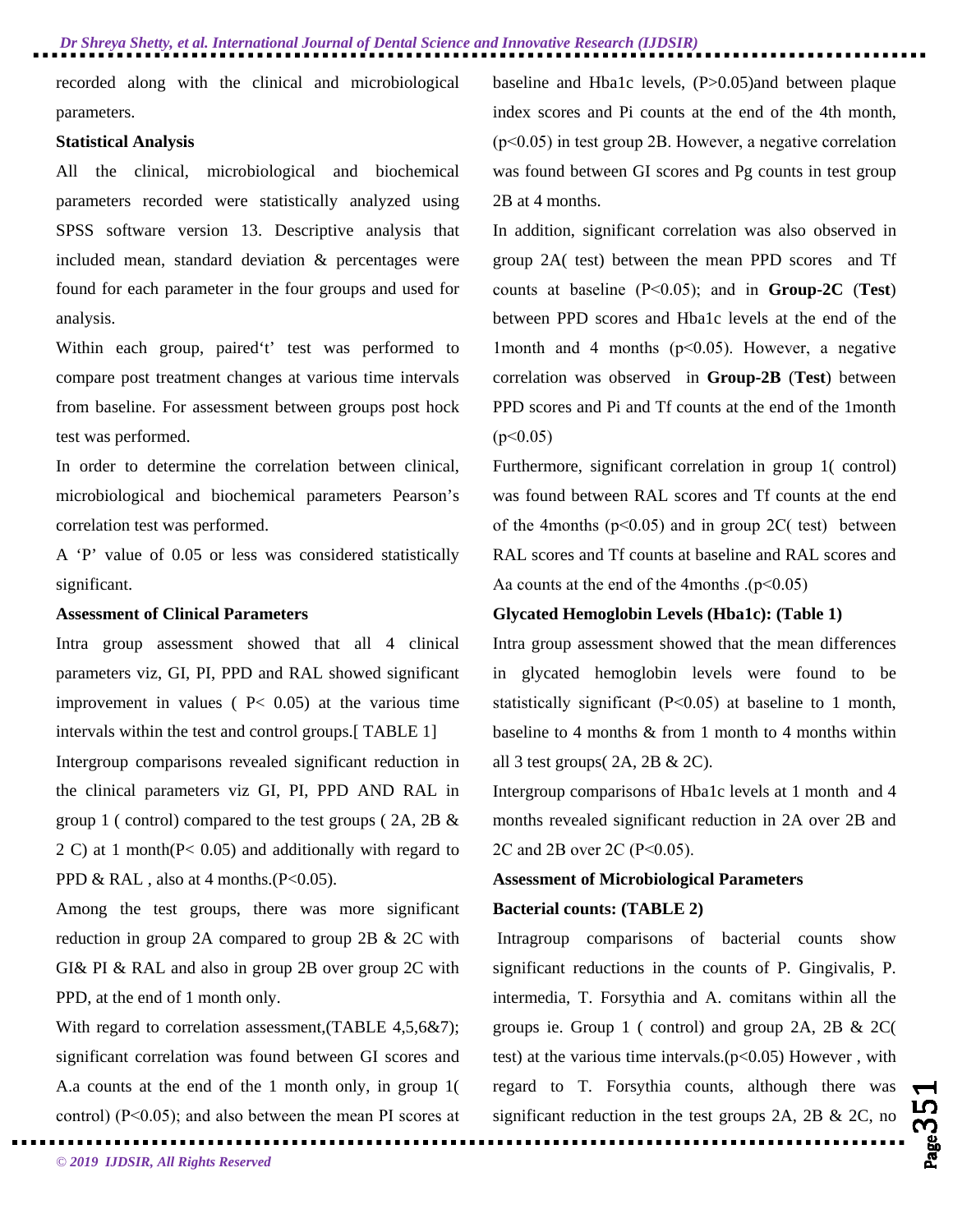recorded along with the clinical and microbiological parameters.

**Statistical Analysis**

All the clinical, microbiological and biochemical parameters recorded were statistically analyzed using SPSS software version 13. Descriptive analysis that included mean, standard deviation & percentages were found for each parameter in the four groups and used for analysis.

Within each group, paired't' test was performed to compare post treatment changes at various time intervals from baseline. For assessment between groups post hock test was performed.

In order to determine the correlation between clinical, microbiological and biochemical parameters Pearson's correlation test was performed.

A 'P' value of 0.05 or less was considered statistically significant.

**Assessment of Clinical Parameters**

Intra group assessment showed that all 4 clinical parameters viz, GI, PI, PPD and RAL showed significant improvement in values ( $P < 0.05$) at the various time intervals within the test and control groups.[ TABLE 1]

Intergroup comparisons revealed significant reduction in the clinical parameters viz GI, PI, PPD AND RAL in group 1 ( control) compared to the test groups ( 2A, 2B & 2 C) at 1 month($P < 0.05$) and additionally with regard to PPD & RAL , also at 4 months.($P<0.05$).

Among the test groups, there was more significant reduction in group 2A compared to group 2B & 2C with GI& PI & RAL and also in group 2B over group 2C with PPD, at the end of 1 month only.

With regard to correlation assessment,(TABLE 4,5,6&7); significant correlation was found between GI scores and A.a counts at the end of the 1 month only, in group 1( control) ($P<0.05$); and also between the mean PI scores at baseline and Hba1c levels, ($P>0.05$)and between plaque index scores and Pi counts at the end of the 4th month, ($p<0.05$) in test group 2B. However, a negative correlation was found between GI scores and Pg counts in test group 2B at 4 months.

In addition, significant correlation was also observed in group 2A( test) between the mean PPD scores and Tf counts at baseline ($P<0.05$); and in **Group-2C** (**Test**) between PPD scores and Hba1c levels at the end of the 1month and 4 months ($p<0.05$). However, a negative correlation was observed in **Group-2B** (**Test**) between PPD scores and Pi and Tf counts at the end of the 1month ($p<0.05$)

Furthermore, significant correlation in group 1( control) was found between RAL scores and Tf counts at the end of the 4months ($p<0.05$) and in group 2C( test) between RAL scores and Tf counts at baseline and RAL scores and Aa counts at the end of the 4months .($p<0.05$)

**Glycated Hemoglobin Levels (Hba1c): (Table 1)**

Intra group assessment showed that the mean differences in glycated hemoglobin levels were found to be statistically significant ($P<0.05$) at baseline to 1 month, baseline to 4 months & from 1 month to 4 months within all 3 test groups( 2A, 2B & 2C).

Intergroup comparisons of Hba1c levels at 1 month and 4 months revealed significant reduction in 2A over 2B and 2C and 2B over 2C ($P<0.05$).

**Assessment of Microbiological Parameters**

**Bacterial counts: (TABLE 2)**

Intragroup comparisons of bacterial counts show significant reductions in the counts of P. Gingivalis, P. intermedia, T. Forsythia and A. comitans within all the groups ie. Group 1 ( control) and group 2A, 2B & 2C( test) at the various time intervals.($p<0.05$) However , with regard to T. Forsythia counts, although there was significant reduction in the test groups 2A, 2B & 2C, no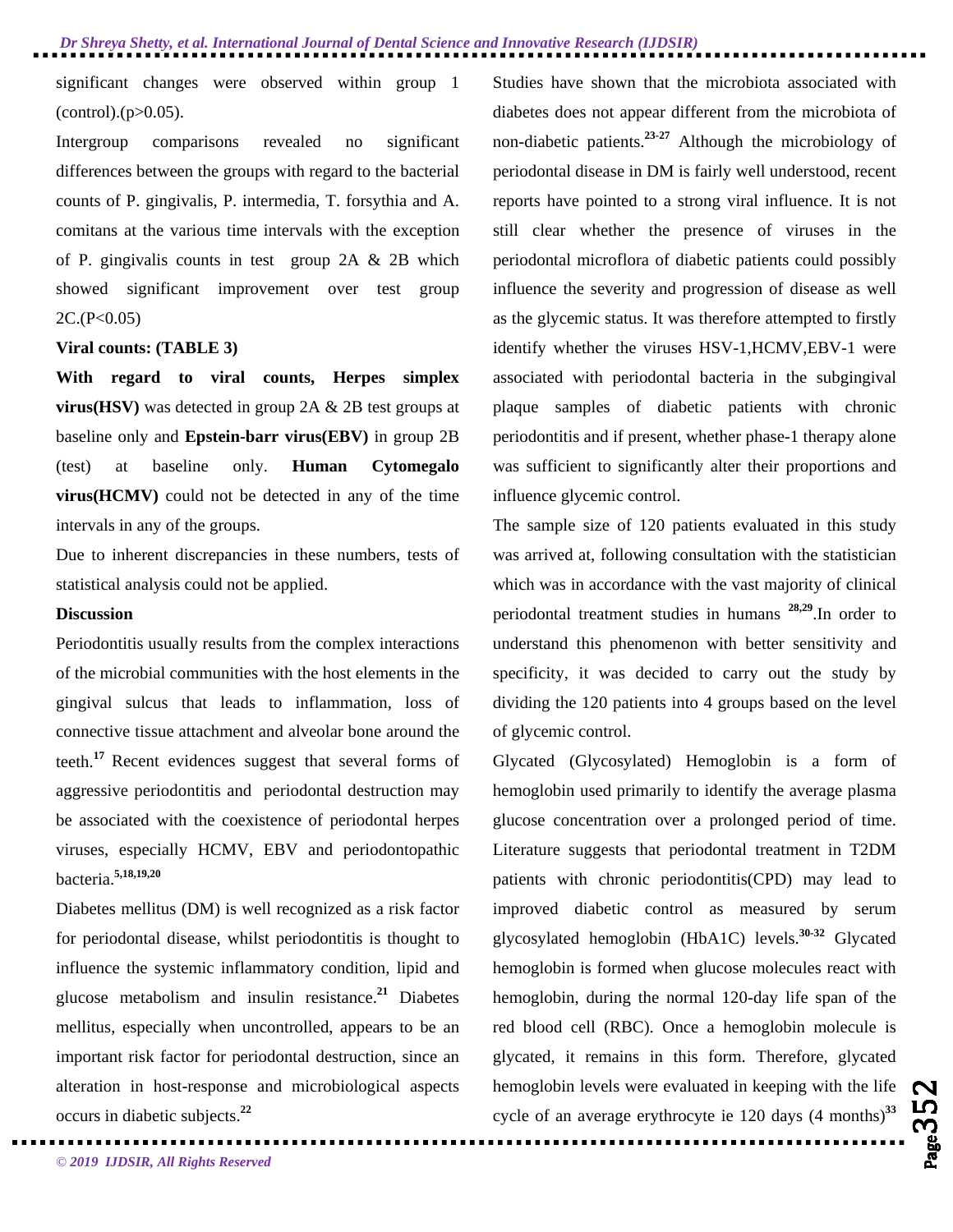significant changes were observed within group 1 (control).(p>0.05).

Intergroup comparisons revealed no significant differences between the groups with regard to the bacterial counts of P. gingivalis, P. intermedia, T. forsythia and A. comitans at the various time intervals with the exception of P. gingivalis counts in test group 2A & 2B which showed significant improvement over test group 2C.(P<0.05)

**Viral counts: (TABLE 3)**

**With regard to viral counts, Herpes simplex virus(HSV)** was detected in group 2A & 2B test groups at baseline only and **Epstein-barr virus(EBV)** in group 2B (test) at baseline only. **Human Cytomegalo virus(HCMV)** could not be detected in any of the time intervals in any of the groups.

Due to inherent discrepancies in these numbers, tests of statistical analysis could not be applied.

## Discussion

Periodontitis usually results from the complex interactions of the microbial communities with the host elements in the gingival sulcus that leads to inflammation, loss of connective tissue attachment and alveolar bone around the teeth.[17] Recent evidences suggest that several forms of aggressive periodontitis and periodontal destruction may be associated with the coexistence of periodontal herpes viruses, especially HCMV, EBV and periodontopathic bacteria.[5,18,19,20]

Diabetes mellitus (DM) is well recognized as a risk factor for periodontal disease, whilst periodontitis is thought to influence the systemic inflammatory condition, lipid and glucose metabolism and insulin resistance.[21] Diabetes mellitus, especially when uncontrolled, appears to be an important risk factor for periodontal destruction, since an alteration in host-response and microbiological aspects occurs in diabetic subjects.[22]

Studies have shown that the microbiota associated with diabetes does not appear different from the microbiota of non-diabetic patients.[23-27] Although the microbiology of periodontal disease in DM is fairly well understood, recent reports have pointed to a strong viral influence. It is not still clear whether the presence of viruses in the periodontal microflora of diabetic patients could possibly influence the severity and progression of disease as well as the glycemic status. It was therefore attempted to firstly identify whether the viruses HSV-1,HCMV,EBV-1 were associated with periodontal bacteria in the subgingival plaque samples of diabetic patients with chronic periodontitis and if present, whether phase-1 therapy alone was sufficient to significantly alter their proportions and influence glycemic control.

The sample size of 120 patients evaluated in this study was arrived at, following consultation with the statistician which was in accordance with the vast majority of clinical periodontal treatment studies in humans [28,29].In order to understand this phenomenon with better sensitivity and specificity, it was decided to carry out the study by dividing the 120 patients into 4 groups based on the level of glycemic control.

Glycated (Glycosylated) Hemoglobin is a form of hemoglobin used primarily to identify the average plasma glucose concentration over a prolonged period of time. Literature suggests that periodontal treatment in T2DM patients with chronic periodontitis(CPD) may lead to improved diabetic control as measured by serum glycosylated hemoglobin (HbA1C) levels.[30-32] Glycated hemoglobin is formed when glucose molecules react with hemoglobin, during the normal 120-day life span of the red blood cell (RBC). Once a hemoglobin molecule is glycated, it remains in this form. Therefore, glycated hemoglobin levels were evaluated in keeping with the life cycle of an average erythrocyte ie 120 days (4 months)[33]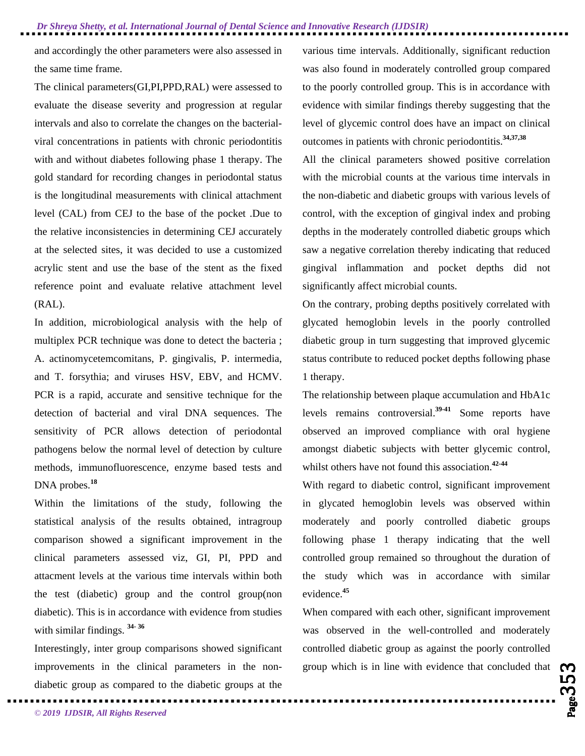and accordingly the other parameters were also assessed in the same time frame.

The clinical parameters(GI,PI,PPD,RAL) were assessed to evaluate the disease severity and progression at regular intervals and also to correlate the changes on the bacterial-viral concentrations in patients with chronic periodontitis with and without diabetes following phase 1 therapy. The gold standard for recording changes in periodontal status is the longitudinal measurements with clinical attachment level (CAL) from CEJ to the base of the pocket .Due to the relative inconsistencies in determining CEJ accurately at the selected sites, it was decided to use a customized acrylic stent and use the base of the stent as the fixed reference point and evaluate relative attachment level (RAL).

In addition, microbiological analysis with the help of multiplex PCR technique was done to detect the bacteria ; A. actinomycetemcomitans, P. gingivalis, P. intermedia, and T. forsythia; and viruses HSV, EBV, and HCMV. PCR is a rapid, accurate and sensitive technique for the detection of bacterial and viral DNA sequences. The sensitivity of PCR allows detection of periodontal pathogens below the normal level of detection by culture methods, immunofluorescence, enzyme based tests and DNA probes.[18]

Within the limitations of the study, following the statistical analysis of the results obtained, intragroup comparison showed a significant improvement in the clinical parameters assessed viz, GI, PI, PPD and attacment levels at the various time intervals within both the test (diabetic) group and the control group(non diabetic). This is in accordance with evidence from studies with similar findings. [34-36]

Interestingly, inter group comparisons showed significant improvements in the clinical parameters in the non-diabetic group as compared to the diabetic groups at the various time intervals. Additionally, significant reduction was also found in moderately controlled group compared to the poorly controlled group. This is in accordance with evidence with similar findings thereby suggesting that the level of glycemic control does have an impact on clinical outcomes in patients with chronic periodontitis.[34,37,38]

All the clinical parameters showed positive correlation with the microbial counts at the various time intervals in the non-diabetic and diabetic groups with various levels of control, with the exception of gingival index and probing depths in the moderately controlled diabetic groups which saw a negative correlation thereby indicating that reduced gingival inflammation and pocket depths did not significantly affect microbial counts.

On the contrary, probing depths positively correlated with glycated hemoglobin levels in the poorly controlled diabetic group in turn suggesting that improved glycemic status contribute to reduced pocket depths following phase 1 therapy.

The relationship between plaque accumulation and HbA1c levels remains controversial.[39-41] Some reports have observed an improved compliance with oral hygiene amongst diabetic subjects with better glycemic control, whilst others have not found this association.[42-44]

With regard to diabetic control, significant improvement in glycated hemoglobin levels was observed within moderately and poorly controlled diabetic groups following phase 1 therapy indicating that the well controlled group remained so throughout the duration of the study which was in accordance with similar evidence.[45]

When compared with each other, significant improvement was observed in the well-controlled and moderately controlled diabetic group as against the poorly controlled group which is in line with evidence that concluded that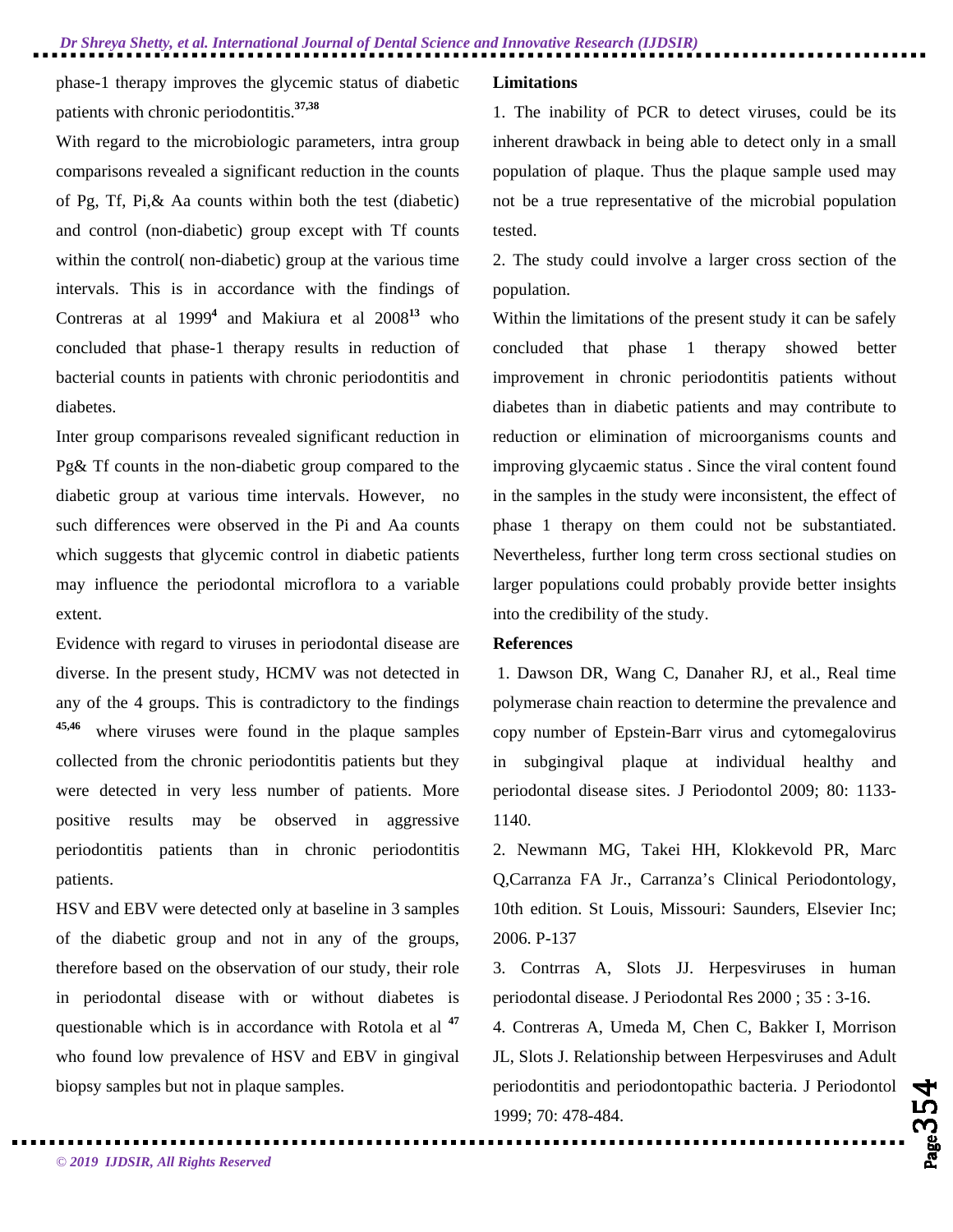phase-1 therapy improves the glycemic status of diabetic patients with chronic periodontitis.[37,38]

With regard to the microbiologic parameters, intra group comparisons revealed a significant reduction in the counts of Pg, Tf, Pi,& Aa counts within both the test (diabetic) and control (non-diabetic) group except with Tf counts within the control( non-diabetic) group at the various time intervals. This is in accordance with the findings of Contreras at al 1999[4] and Makiura et al 2008[13] who concluded that phase-1 therapy results in reduction of bacterial counts in patients with chronic periodontitis and diabetes.

Inter group comparisons revealed significant reduction in Pg& Tf counts in the non-diabetic group compared to the diabetic group at various time intervals. However, no such differences were observed in the Pi and Aa counts which suggests that glycemic control in diabetic patients may influence the periodontal microflora to a variable extent.

Evidence with regard to viruses in periodontal disease are diverse. In the present study, HCMV was not detected in any of the 4 groups. This is contradictory to the findings [45,46] where viruses were found in the plaque samples collected from the chronic periodontitis patients but they were detected in very less number of patients. More positive results may be observed in aggressive periodontitis patients than in chronic periodontitis patients.

HSV and EBV were detected only at baseline in 3 samples of the diabetic group and not in any of the groups, therefore based on the observation of our study, their role in periodontal disease with or without diabetes is questionable which is in accordance with Rotola et al [47] who found low prevalence of HSV and EBV in gingival biopsy samples but not in plaque samples.

**Limitations**

1. The inability of PCR to detect viruses, could be its inherent drawback in being able to detect only in a small population of plaque. Thus the plaque sample used may not be a true representative of the microbial population tested.
2. The study could involve a larger cross section of the population.

Within the limitations of the present study it can be safely concluded that phase 1 therapy showed better improvement in chronic periodontitis patients without diabetes than in diabetic patients and may contribute to reduction or elimination of microorganisms counts and improving glycaemic status . Since the viral content found in the samples in the study were inconsistent, the effect of phase 1 therapy on them could not be substantiated. Nevertheless, further long term cross sectional studies on larger populations could probably provide better insights into the credibility of the study.

**References**

1. Dawson DR, Wang C, Danaher RJ, et al., Real time polymerase chain reaction to determine the prevalence and copy number of Epstein-Barr virus and cytomegalovirus in subgingival plaque at individual healthy and periodontal disease sites. J Periodontol 2009; 80: 1133-1140.
2. Newmann MG, Takei HH, Klokkevold PR, Marc Q,Carranza FA Jr., Carranza's Clinical Periodontology, 10th edition. St Louis, Missouri: Saunders, Elsevier Inc; 2006. P-137
3. Contrras A, Slots JJ. Herpesviruses in human periodontal disease. J Periodontal Res 2000 ; 35 : 3-16.
4. Contreras A, Umeda M, Chen C, Bakker I, Morrison JL, Slots J. Relationship between Herpesviruses and Adult periodontitis and periodontopathic bacteria. J Periodontol 1999; 70: 478-484.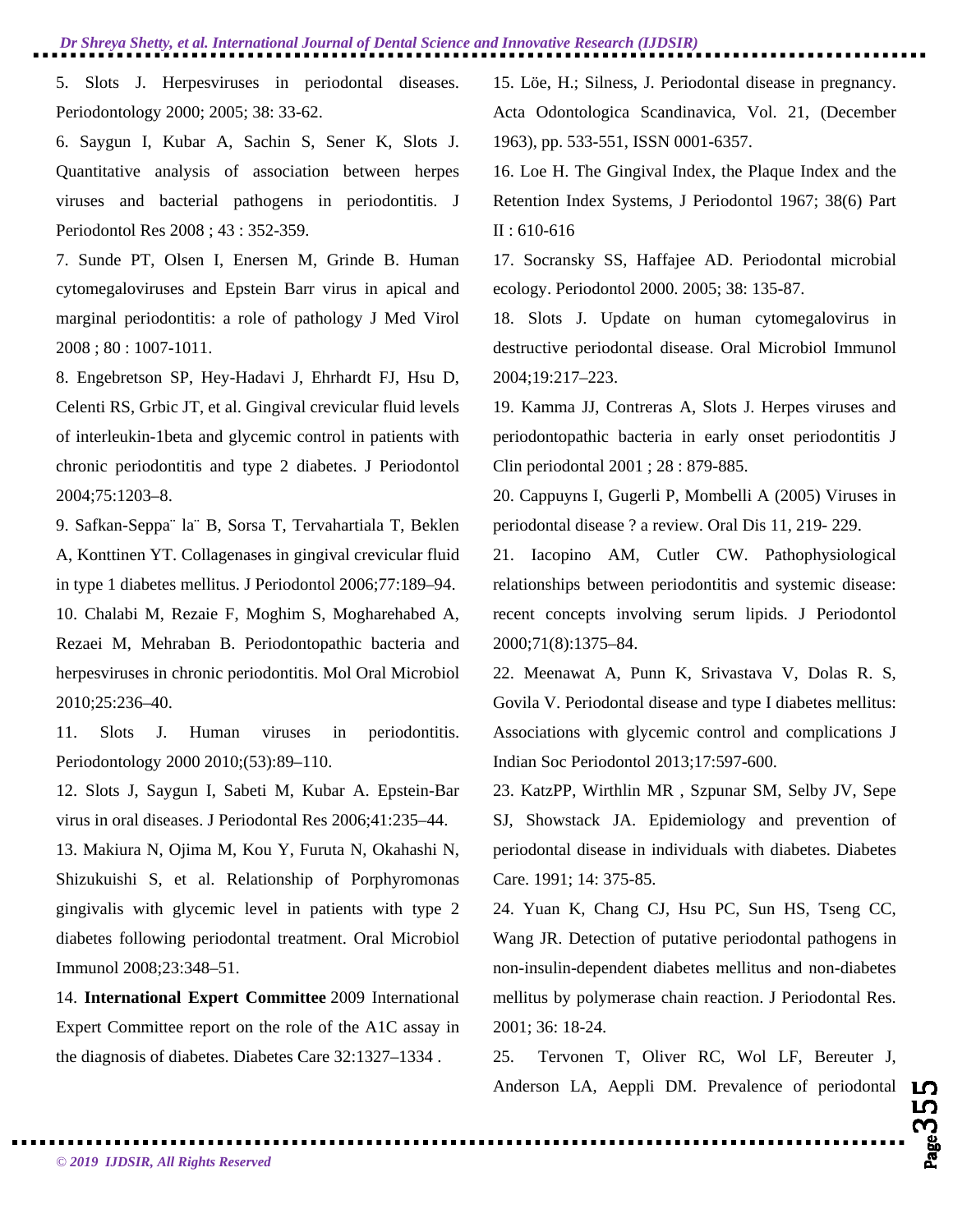5. Slots J. Herpesviruses in periodontal diseases. Periodontology 2000; 2005; 38: 33-62.

6. Saygun I, Kubar A, Sachin S, Sener K, Slots J. Quantitative analysis of association between herpes viruses and bacterial pathogens in periodontitis. J Periodontol Res 2008 ; 43 : 352-359.

7. Sunde PT, Olsen I, Enersen M, Grinde B. Human cytomegaloviruses and Epstein Barr virus in apical and marginal periodontitis: a role of pathology J Med Virol 2008 ; 80 : 1007-1011.

8. Engebretson SP, Hey-Hadavi J, Ehrhardt FJ, Hsu D, Celenti RS, Grbic JT, et al. Gingival crevicular fluid levels of interleukin-1beta and glycemic control in patients with chronic periodontitis and type 2 diabetes. J Periodontol 2004;75:1203–8.

9. Safkan-Seppa¨ la¨ B, Sorsa T, Tervahartiala T, Beklen A, Konttinen YT. Collagenases in gingival crevicular fluid in type 1 diabetes mellitus. J Periodontol 2006;77:189–94.

10. Chalabi M, Rezaie F, Moghim S, Mogharehabed A, Rezaei M, Mehraban B. Periodontopathic bacteria and herpesviruses in chronic periodontitis. Mol Oral Microbiol 2010;25:236–40.

11. Slots J. Human viruses in periodontitis. Periodontology 2000 2010;(53):89–110.

12. Slots J, Saygun I, Sabeti M, Kubar A. Epstein-Bar virus in oral diseases. J Periodontal Res 2006;41:235–44.

13. Makiura N, Ojima M, Kou Y, Furuta N, Okahashi N, Shizukuishi S, et al. Relationship of Porphyromonas gingivalis with glycemic level in patients with type 2 diabetes following periodontal treatment. Oral Microbiol Immunol 2008;23:348–51.

14. **International Expert Committee** 2009 International Expert Committee report on the role of the A1C assay in the diagnosis of diabetes. Diabetes Care 32:1327–1334 .

15. Löe, H.; Silness, J. Periodontal disease in pregnancy. Acta Odontologica Scandinavica, Vol. 21, (December 1963), pp. 533-551, ISSN 0001-6357.

16. Loe H. The Gingival Index, the Plaque Index and the Retention Index Systems, J Periodontol 1967; 38(6) Part II : 610-616

17. Socransky SS, Haffajee AD. Periodontal microbial ecology. Periodontol 2000. 2005; 38: 135-87.

18. Slots J. Update on human cytomegalovirus in destructive periodontal disease. Oral Microbiol Immunol 2004;19:217–223.

19. Kamma JJ, Contreras A, Slots J. Herpes viruses and periodontopathic bacteria in early onset periodontitis J Clin periodontal 2001 ; 28 : 879-885.

20. Cappuyns I, Gugerli P, Mombelli A (2005) Viruses in periodontal disease ? a review. Oral Dis 11, 219- 229.

21. Iacopino AM, Cutler CW. Pathophysiological relationships between periodontitis and systemic disease: recent concepts involving serum lipids. J Periodontol 2000;71(8):1375–84.

22. Meenawat A, Punn K, Srivastava V, Dolas R. S, Govila V. Periodontal disease and type I diabetes mellitus: Associations with glycemic control and complications J Indian Soc Periodontol 2013;17:597-600.

23. KatzPP, Wirthlin MR , Szspunar SM, Selby JV, Sepe SJ, Showstack JA. Epidemiology and prevention of periodontal disease in individuals with diabetes. Diabetes Care. 1991; 14: 375-85.

24. Yuan K, Chang CJ, Hsu PC, Sun HS, Tseng CC, Wang JR. Detection of putative periodontal pathogens in non-insulin-dependent diabetes mellitus and non-diabetes mellitus by polymerase chain reaction. J Periodontal Res. 2001; 36: 18-24.

25. Tervonen T, Oliver RC, Wol LF, Bereuter J, Anderson LA, Aeppli DM. Prevalence of periodontal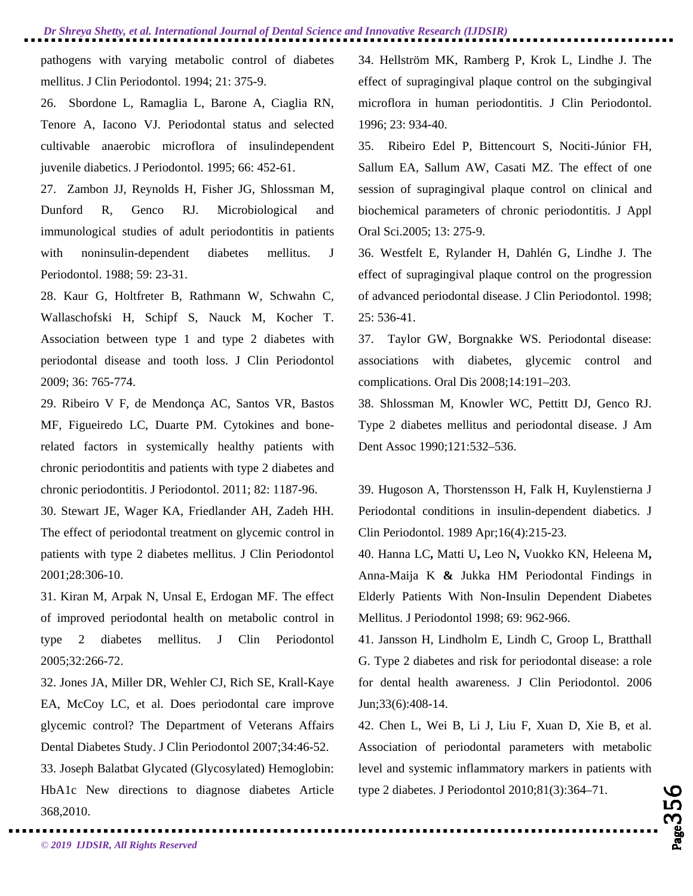pathogens with varying metabolic control of diabetes mellitus. J Clin Periodontol. 1994; 21: 375-9.

26. Sbordone L, Ramaglia L, Barone A, Ciaglia RN, Tenore A, Iacono VJ. Periodontal status and selected cultivable anaerobic microflora of insulindependent juvenile diabetics. J Periodontol. 1995; 66: 452-61.

27. Zambon JJ, Reynolds H, Fisher JG, Shlossman M, Dunford R, Genco RJ. Microbiological and immunological studies of adult periodontitis in patients with noninsulin-dependent diabetes mellitus. J Periodontol. 1988; 59: 23-31.

28. Kaur G, Holtfreter B, Rathmann W, Schwahn C, Wallaschofski H, Schipf S, Nauck M, Kocher T. Association between type 1 and type 2 diabetes with periodontal disease and tooth loss. J Clin Periodontol 2009; 36: 765-774.

29. Ribeiro V F, de Mendonça AC, Santos VR, Bastos MF, Figueiredo LC, Duarte PM. Cytokines and bone-related factors in systemically healthy patients with chronic periodontitis and patients with type 2 diabetes and chronic periodontitis. J Periodontol. 2011; 82: 1187-96.

30. Stewart JE, Wager KA, Friedlander AH, Zadeh HH. The effect of periodontal treatment on glycemic control in patients with type 2 diabetes mellitus. J Clin Periodontol 2001;28:306-10.

31. Kiran M, Arpak N, Unsal E, Erdogan MF. The effect of improved periodontal health on metabolic control in type 2 diabetes mellitus. J Clin Periodontol 2005;32:266-72.

32. Jones JA, Miller DR, Wehler CJ, Rich SE, Krall-Kaye EA, McCoy LC, et al. Does periodontal care improve glycemic control? The Department of Veterans Affairs Dental Diabetes Study. J Clin Periodontol 2007;34:46-52.

33. Joseph Balatbat Glycated (Glycosylated) Hemoglobin: HbA1c New directions to diagnose diabetes Article 368,2010.

34. Hellström MK, Ramberg P, Krok L, Lindhe J. The effect of supragingival plaque control on the subgingival microflora in human periodontitis. J Clin Periodontol. 1996; 23: 934-40.

35. Ribeiro Edel P, Bittencourt S, Nociti-Júnior FH, Sallum EA, Sallum AW, Casati MZ. The effect of one session of supragingival plaque control on clinical and biochemical parameters of chronic periodontitis. J Appl Oral Sci.2005; 13: 275-9.

36. Westfelt E, Rylander H, Dahlén G, Lindhe J. The effect of supragingival plaque control on the progression of advanced periodontal disease. J Clin Periodontol. 1998; 25: 536-41.

37. Taylor GW, Borgnakke WS. Periodontal disease: associations with diabetes, glycemic control and complications. Oral Dis 2008;14:191–203.

38. Shlossman M, Knowler WC, Pettitt DJ, Genco RJ. Type 2 diabetes mellitus and periodontal disease. J Am Dent Assoc 1990;121:532–536.

39. Hugoson A, Thorstensson H, Falk H, Kuylenstierna J Periodontal conditions in insulin-dependent diabetics. J Clin Periodontol. 1989 Apr;16(4):215-23.

40. Hanna LC**,** Matti U**,** Leo N**,** Vuokko KN, Heleena M**,** Anna-Maija K **&** Jukka HM Periodontal Findings in Elderly Patients With Non-Insulin Dependent Diabetes Mellitus. J Periodontol 1998; 69: 962-966.

41. Jansson H, Lindholm E, Lindh C, Groop L, Bratthall G. Type 2 diabetes and risk for periodontal disease: a role for dental health awareness. J Clin Periodontol. 2006 Jun;33(6):408-14.

42. Chen L, Wei B, Li J, Liu F, Xuan D, Xie B, et al. Association of periodontal parameters with metabolic level and systemic inflammatory markers in patients with type 2 diabetes. J Periodontol 2010;81(3):364–71.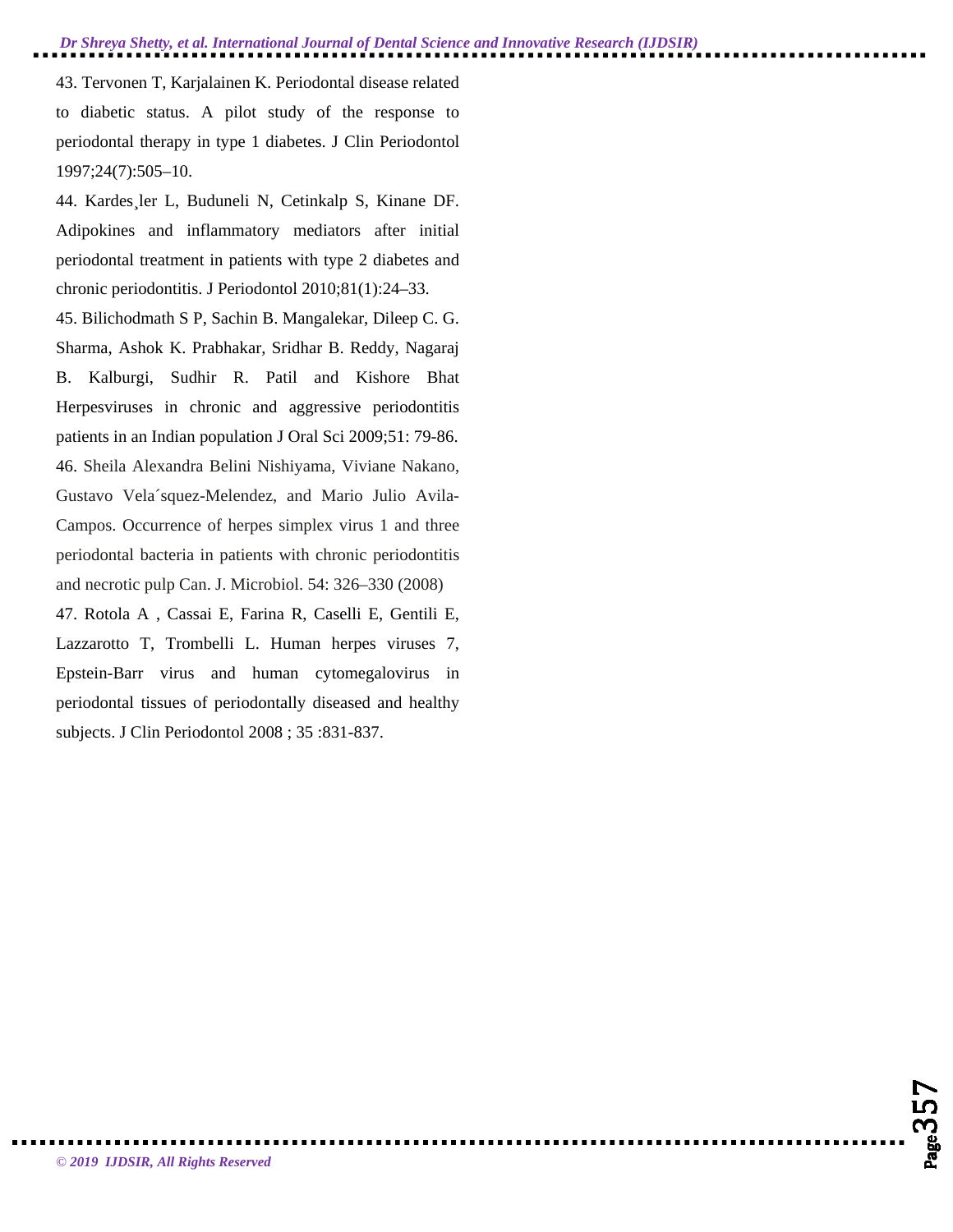43. Tervonen T, Karjalainen K. Periodontal disease related to diabetic status. A pilot study of the response to periodontal therapy in type 1 diabetes. J Clin Periodontol 1997;24(7):505–10.

44. Kardes¸ler L, Buduneli N, Cetinkalp S, Kinane DF. Adipokines and inflammatory mediators after initial periodontal treatment in patients with type 2 diabetes and chronic periodontitis. J Periodontol 2010;81(1):24–33.

45. Bilichodmath S P, Sachin B. Mangalekar, Dileep C. G. Sharma, Ashok K. Prabhakar, Sridhar B. Reddy, Nagaraj B. Kalburgi, Sudhir R. Patil and Kishore Bhat Herpesviruses in chronic and aggressive periodontitis patients in an Indian population J Oral Sci 2009;51: 79-86.

46. Sheila Alexandra Belini Nishiyama, Viviane Nakano, Gustavo Vela´squez-Melendez, and Mario Julio Avila-Campos. Occurrence of herpes simplex virus 1 and three periodontal bacteria in patients with chronic periodontitis and necrotic pulp Can. J. Microbiol. 54: 326–330 (2008)

47. Rotola A , Cassai E, Farina R, Caselli E, Gentili E, Lazzarotto T, Trombelli L. Human herpes viruses 7, Epstein-Barr virus and human cytomegalovirus in periodontal tissues of periodontally diseased and healthy subjects. J Clin Periodontol 2008 ; 35 :831-837.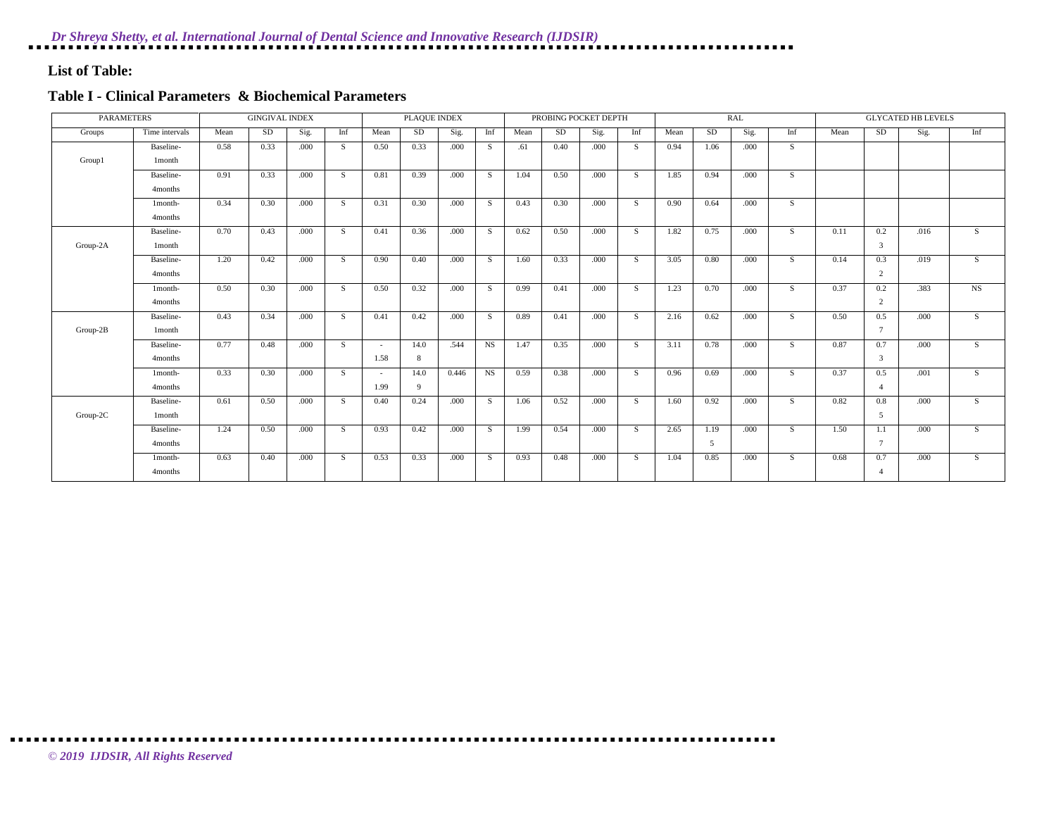## List of Table:

### Table I - Clinical Parameters & Biochemical Parameters

| PARAMETERS | | GINGIVAL INDEX | | | | PLAQUE INDEX | | | | PROBING POCKET DEPTH | | | | RAL | | | | GLYCATED HB LEVELS | | | |
|---|---|---|---|---|---|---|---|---|---|---|---|---|---|---|---|---|---|---|---|---|---|
| Groups | Time intervals | Mean | SD | Sig. | Inf | Mean | SD | Sig. | Inf | Mean | SD | Sig. | Inf | Mean | SD | Sig. | Inf | Mean | SD | Sig. | Inf |
| Group1 | Baseline-1month | 0.58 | 0.33 | .000 | S | 0.50 | 0.33 | .000 | S | .61 | 0.40 | .000 | S | 0.94 | 1.06 | .000 | S | | | | |
| | Baseline-4months | 0.91 | 0.33 | .000 | S | 0.81 | 0.39 | .000 | S | 1.04 | 0.50 | .000 | S | 1.85 | 0.94 | .000 | S | | | | |
| | 1month-4months | 0.34 | 0.30 | .000 | S | 0.31 | 0.30 | .000 | S | 0.43 | 0.30 | .000 | S | 0.90 | 0.64 | .000 | S | | | | |
| Group-2A | Baseline-1month | 0.70 | 0.43 | .000 | S | 0.41 | 0.36 | .000 | S | 0.62 | 0.50 | .000 | S | 1.82 | 0.75 | .000 | S | 0.11 | 0.23 | .016 | S |
| | Baseline-4months | 1.20 | 0.42 | .000 | S | 0.90 | 0.40 | .000 | S | 1.60 | 0.33 | .000 | S | 3.05 | 0.80 | .000 | S | 0.14 | 0.32 | .019 | S |
| | 1month-4months | 0.50 | 0.30 | .000 | S | 0.50 | 0.32 | .000 | S | 0.99 | 0.41 | .000 | S | 1.23 | 0.70 | .000 | S | 0.37 | 0.22 | .383 | NS |
| Group-2B | Baseline-1month | 0.43 | 0.34 | .000 | S | 0.41 | 0.42 | .000 | S | 0.89 | 0.41 | .000 | S | 2.16 | 0.62 | .000 | S | 0.50 | 0.57 | .000 | S |
| | Baseline-4months | 0.77 | 0.48 | .000 | S | -1.58 | 14.08 | .544 | NS | 1.47 | 0.35 | .000 | S | 3.11 | 0.78 | .000 | S | 0.87 | 0.73 | .000 | S |
| | 1month-4months | 0.33 | 0.30 | .000 | S | -1.99 | 14.09 | 0.446 | NS | 0.59 | 0.38 | .000 | S | 0.96 | 0.69 | .000 | S | 0.37 | 0.54 | .001 | S |
| Group-2C | Baseline-1month | 0.61 | 0.50 | .000 | S | 0.40 | 0.24 | .000 | S | 1.06 | 0.52 | .000 | S | 1.60 | 0.92 | .000 | S | 0.82 | 0.85 | .000 | S |
| | Baseline-4months | 1.24 | 0.50 | .000 | S | 0.93 | 0.42 | .000 | S | 1.99 | 0.54 | .000 | S | 2.65 | 1.195 | .000 | S | 1.50 | 1.17 | .000 | S |
| | 1month-4months | 0.63 | 0.40 | .000 | S | 0.53 | 0.33 | .000 | S | 0.93 | 0.48 | .000 | S | 1.04 | 0.85 | .000 | S | 0.68 | 0.74 | .000 | S |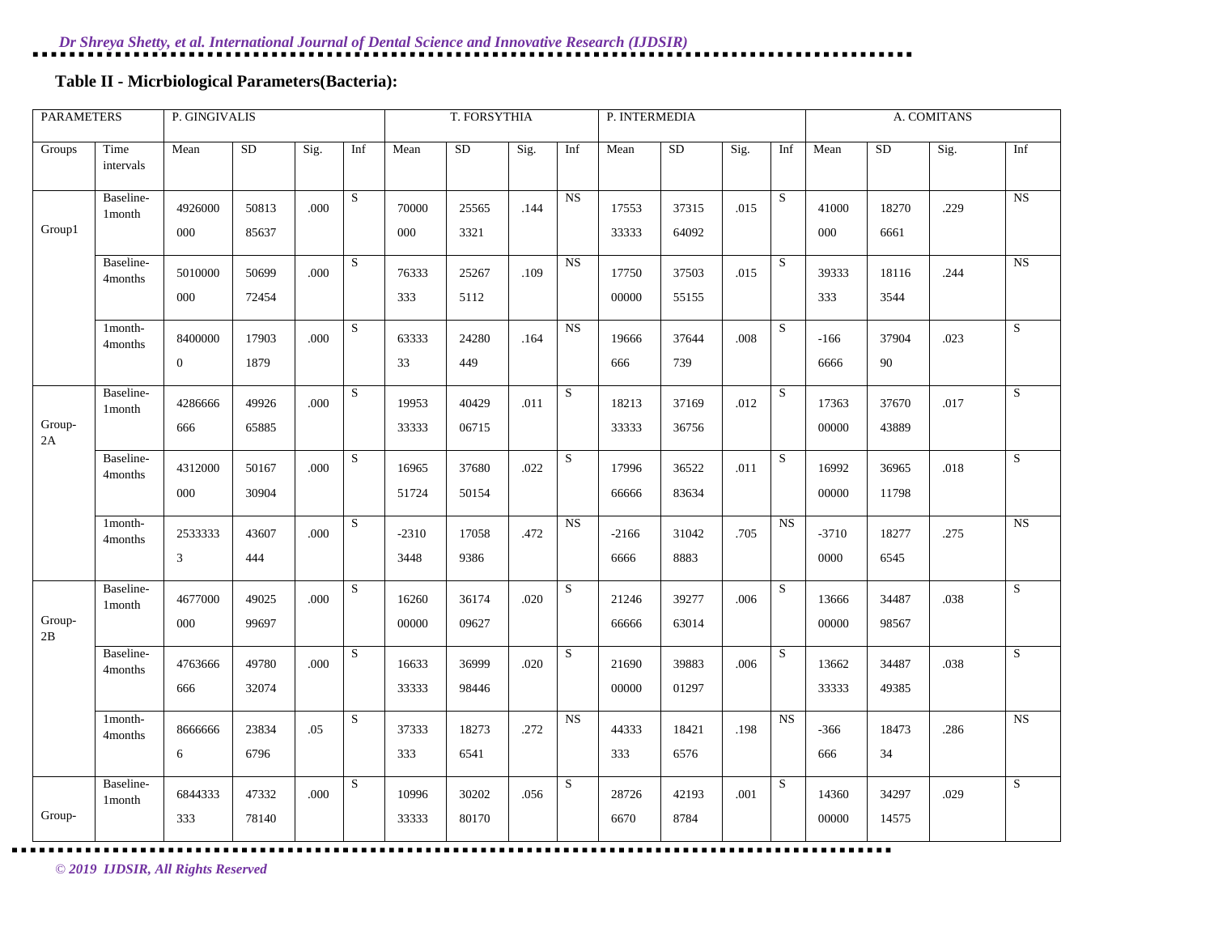### Table II - Micrbiological Parameters(Bacteria):

| PARAMETERS | | P. GINGIVALIS | | | | T. FORSYTHIA | | | | P. INTERMEDIA | | | | A. COMITANS | | | |
|---|---|---|---|---|---|---|---|---|---|---|---|---|---|---|---|---|---|
| Groups | Time intervals | Mean | SD | Sig. | Inf | Mean | SD | Sig. | Inf | Mean | SD | Sig. | Inf | Mean | SD | Sig. | Inf |
| Group1 | Baseline-1month | 4926000000 | 5081385637 | .000 | S | 70000000 | 255653321 | .144 | NS | 1755333333 | 3731564092 | .015 | S | 41000000 | 182706661 | .229 | NS |
| | Baseline-4months | 5010000000 | 5069972454 | .000 | S | 76333333 | 252675112 | .109 | NS | 1775000000 | 3750355155 | .015 | S | 39333333 | 181163544 | .244 | NS |
| | 1month-4months | 84000000 | 179031879 | .000 | S | 6333333 | 24280449 | .164 | NS | 19666666 | 37644739 | .008 | S | -1666666 | 3790490 | .023 | S |
| Group-2A | Baseline-1month | 4286666666 | 4992665885 | .000 | S | 1995333333 | 4042906715 | .011 | S | 1821333333 | 3716936756 | .012 | S | 1736300000 | 3767043889 | .017 | S |
| | Baseline-4months | 4312000000 | 5016730904 | .000 | S | 1696551724 | 3768050154 | .022 | S | 1799666666 | 3652283634 | .011 | S | 1699200000 | 3696511798 | .018 | S |
| | 1month-4months | 25333333 | 43607444 | .000 | S | -23103448 | 170589386 | .472 | NS | -21666666 | 310428883 | .705 | NS | -37100000 | 182776545 | .275 | NS |
| Group-2B | Baseline-1month | 4677000000 | 4902599697 | .000 | S | 1626000000 | 3617409627 | .020 | S | 2124666666 | 3927763014 | .006 | S | 1366600000 | 3448798567 | .038 | S |
| | Baseline-4months | 4763666666 | 4978032074 | .000 | S | 1663333333 | 3699998446 | .020 | S | 2169000000 | 3988301297 | .006 | S | 1366233333 | 3448749385 | .038 | S |
| | 1month-4months | 86666666 | 238346796 | .05 | S | 37333333 | 182736541 | .272 | NS | 44333333 | 184216576 | .198 | NS | -366666 | 1847334 | .286 | NS |
| Group- | Baseline-1month | 6844333333 | 4733278140 | .000 | S | 1099633333 | 3020280170 | .056 | S | 287266670 | 421938784 | .001 | S | 1436000000 | 3429714575 | .029 | S |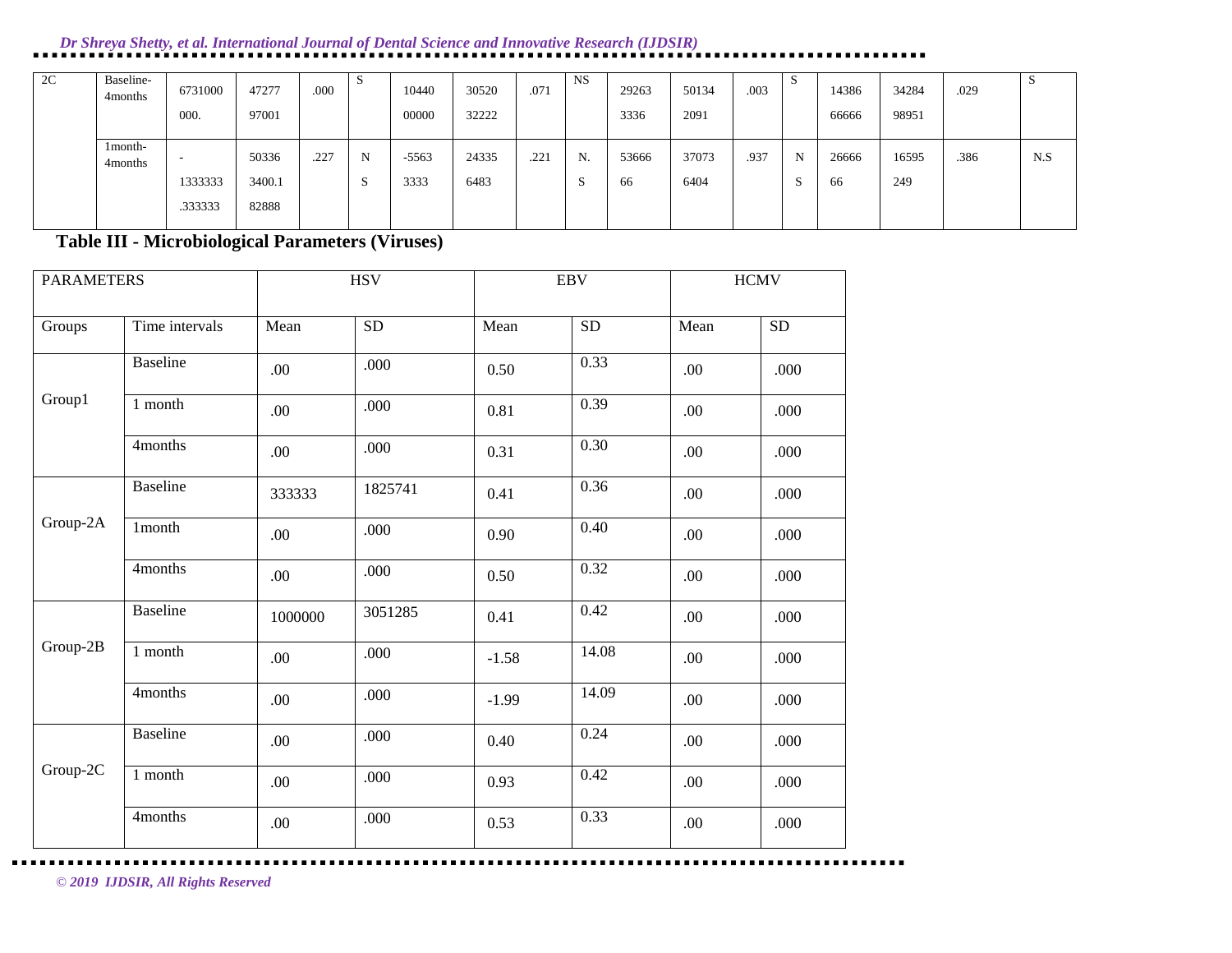| 2C | Baseline-4months | 6731000000. | 4727797001 | .000 | S | 1044000000 | 3052032222 | .071 | NS | 292633336 | 501342091 | .003 | S | 1438666666 | 3428498951 | .029 | S |
|---|---|---|---|---|---|---|---|---|---|---|---|---|---|---|---|---|---|
| | 1month-4months | -1333333.333333 | 503363400.182888 | .227 | NS | -55633333 | 243356483 | .221 | N.S | 5366666 | 370736404 | .937 | NS | 2666666 | 16595249 | .386 | N.S |

**Table III - Microbiological Parameters (Viruses)**

| PARAMETERS | | HSV | | EBV | | HCMV | |
|---|---|---|---|---|---|---|---|
| Groups | Time intervals | Mean | SD | Mean | SD | Mean | SD |
| Group1 | Baseline | .00 | .000 | 0.50 | 0.33 | .00 | .000 |
| | 1 month | .00 | .000 | 0.81 | 0.39 | .00 | .000 |
| | 4months | .00 | .000 | 0.31 | 0.30 | .00 | .000 |
| Group-2A | Baseline | 333333 | 1825741 | 0.41 | 0.36 | .00 | .000 |
| | 1month | .00 | .000 | 0.90 | 0.40 | .00 | .000 |
| | 4months | .00 | .000 | 0.50 | 0.32 | .00 | .000 |
| Group-2B | Baseline | 1000000 | 3051285 | 0.41 | 0.42 | .00 | .000 |
| | 1 month | .00 | .000 | -1.58 | 14.08 | .00 | .000 |
| | 4months | .00 | .000 | -1.99 | 14.09 | .00 | .000 |
| Group-2C | Baseline | .00 | .000 | 0.40 | 0.24 | .00 | .000 |
| | 1 month | .00 | .000 | 0.93 | 0.42 | .00 | .000 |
| | 4months | .00 | .000 | 0.53 | 0.33 | .00 | .000 |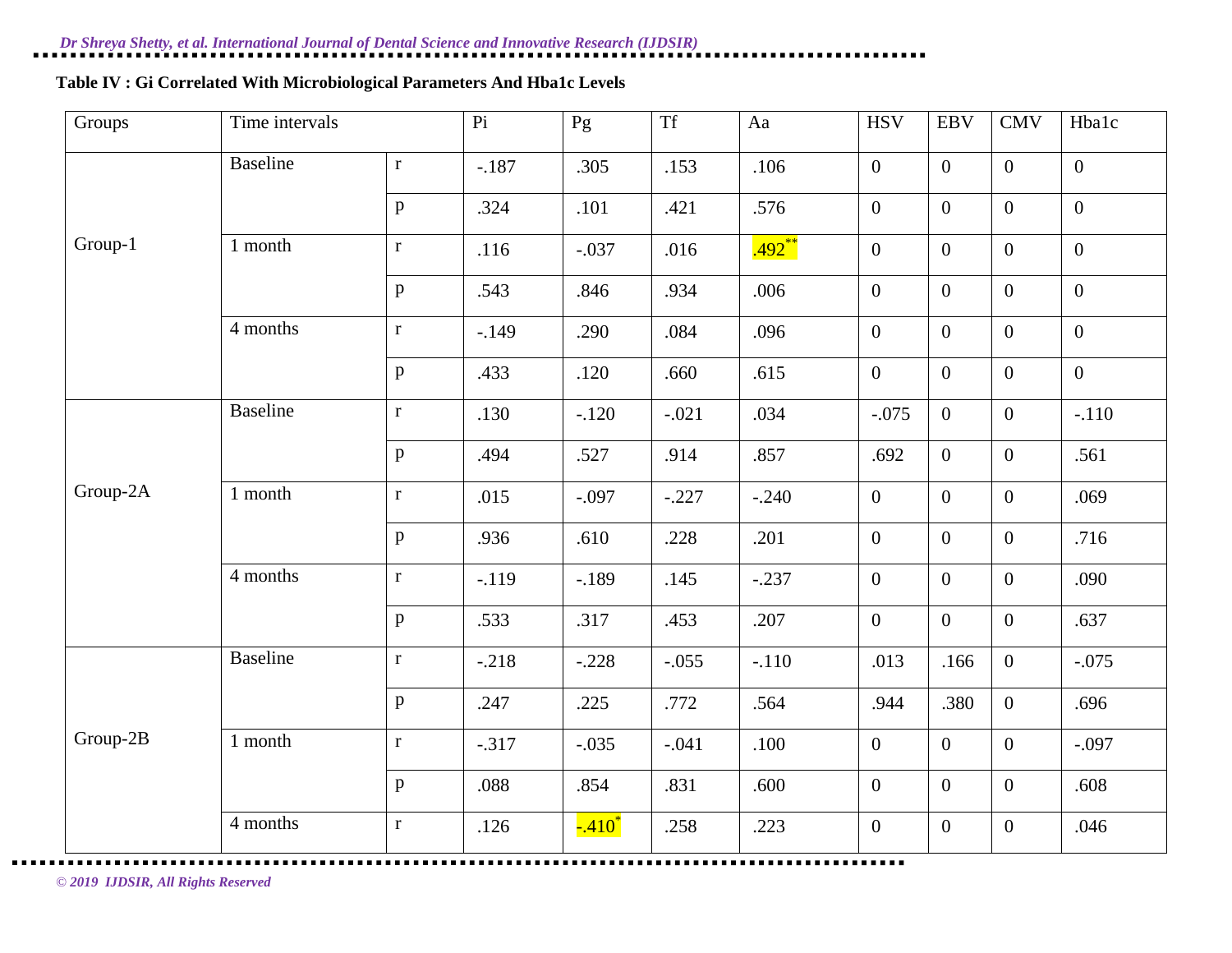**Table IV : Gi Correlated With Microbiological Parameters And Hba1c Levels**

| Groups | Time intervals | | Pi | Pg | Tf | Aa | HSV | EBV | CMV | Hba1c |
|---|---|---|---|---|---|---|---|---|---|---|
| Group-1 | Baseline | r | -.187 | .305 | .153 | .106 | 0 | 0 | 0 | 0 |
| | | p | .324 | .101 | .421 | .576 | 0 | 0 | 0 | 0 |
| | 1 month | r | .116 | -.037 | .016 | .492** | 0 | 0 | 0 | 0 |
| | | p | .543 | .846 | .934 | .006 | 0 | 0 | 0 | 0 |
| | 4 months | r | -.149 | .290 | .084 | .096 | 0 | 0 | 0 | 0 |
| | | p | .433 | .120 | .660 | .615 | 0 | 0 | 0 | 0 |
| Group-2A | Baseline | r | .130 | -.120 | -.021 | .034 | -.075 | 0 | 0 | -.110 |
| | | p | .494 | .527 | .914 | .857 | .692 | 0 | 0 | .561 |
| | 1 month | r | .015 | -.097 | -.227 | -.240 | 0 | 0 | 0 | .069 |
| | | p | .936 | .610 | .228 | .201 | 0 | 0 | 0 | .716 |
| | 4 months | r | -.119 | -.189 | .145 | -.237 | 0 | 0 | 0 | .090 |
| | | p | .533 | .317 | .453 | .207 | 0 | 0 | 0 | .637 |
| Group-2B | Baseline | r | -.218 | -.228 | -.055 | -.110 | .013 | .166 | 0 | -.075 |
| | | p | .247 | .225 | .772 | .564 | .944 | .380 | 0 | .696 |
| | 1 month | r | -.317 | -.035 | -.041 | .100 | 0 | 0 | 0 | -.097 |
| | | p | .088 | .854 | .831 | .600 | 0 | 0 | 0 | .608 |
| | 4 months | r | .126 | -.410* | .258 | .223 | 0 | 0 | 0 | .046 |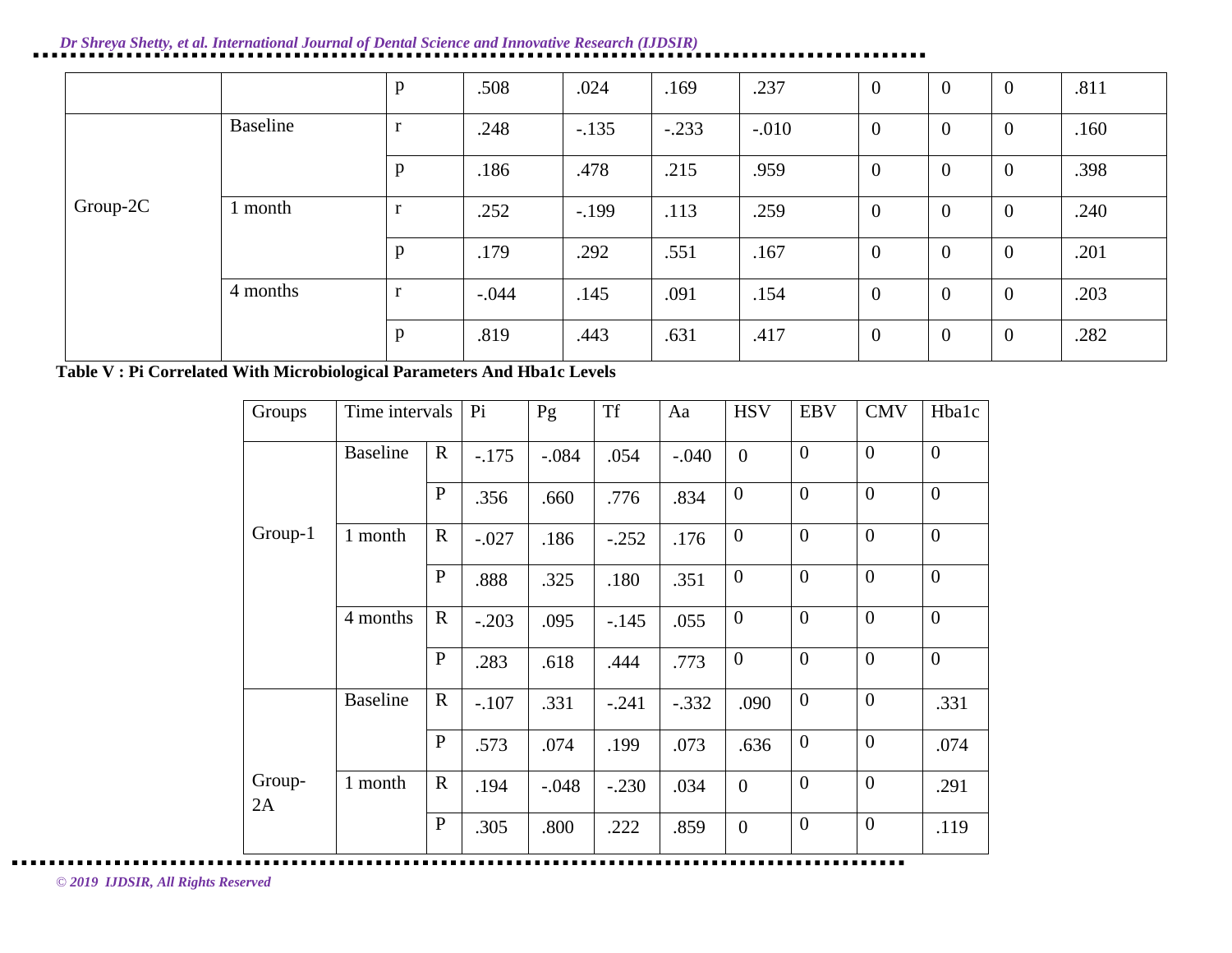| | | | | | | | | | | |
|---|---|---|---|---|---|---|---|---|---|---|
| | | p | .508 | .024 | .169 | .237 | 0 | 0 | 0 | .811 |
| Group-2C | Baseline | r | .248 | -.135 | -.233 | -.010 | 0 | 0 | 0 | .160 |
| | | p | .186 | .478 | .215 | .959 | 0 | 0 | 0 | .398 |
| | 1 month | r | .252 | -.199 | .113 | .259 | 0 | 0 | 0 | .240 |
| | | p | .179 | .292 | .551 | .167 | 0 | 0 | 0 | .201 |
| | 4 months | r | -.044 | .145 | .091 | .154 | 0 | 0 | 0 | .203 |
| | | p | .819 | .443 | .631 | .417 | 0 | 0 | 0 | .282 |

**Table V : Pi Correlated With Microbiological Parameters And Hba1c Levels**

| Groups | Time intervals | | Pi | Pg | Tf | Aa | HSV | EBV | CMV | Hba1c |
|---|---|---|---|---|---|---|---|---|---|---|
| Group-1 | Baseline | R | -.175 | -.084 | .054 | -.040 | 0 | 0 | 0 | 0 |
| | | P | .356 | .660 | .776 | .834 | 0 | 0 | 0 | 0 |
| | 1 month | R | -.027 | .186 | -.252 | .176 | 0 | 0 | 0 | 0 |
| | | P | .888 | .325 | .180 | .351 | 0 | 0 | 0 | 0 |
| | 4 months | R | -.203 | .095 | -.145 | .055 | 0 | 0 | 0 | 0 |
| | | P | .283 | .618 | .444 | .773 | 0 | 0 | 0 | 0 |
| Group-2A | Baseline | R | -.107 | .331 | -.241 | -.332 | .090 | 0 | 0 | .331 |
| | | P | .573 | .074 | .199 | .073 | .636 | 0 | 0 | .074 |
| | 1 month | R | .194 | -.048 | -.230 | .034 | 0 | 0 | 0 | .291 |
| | | P | .305 | .800 | .222 | .859 | 0 | 0 | 0 | .119 |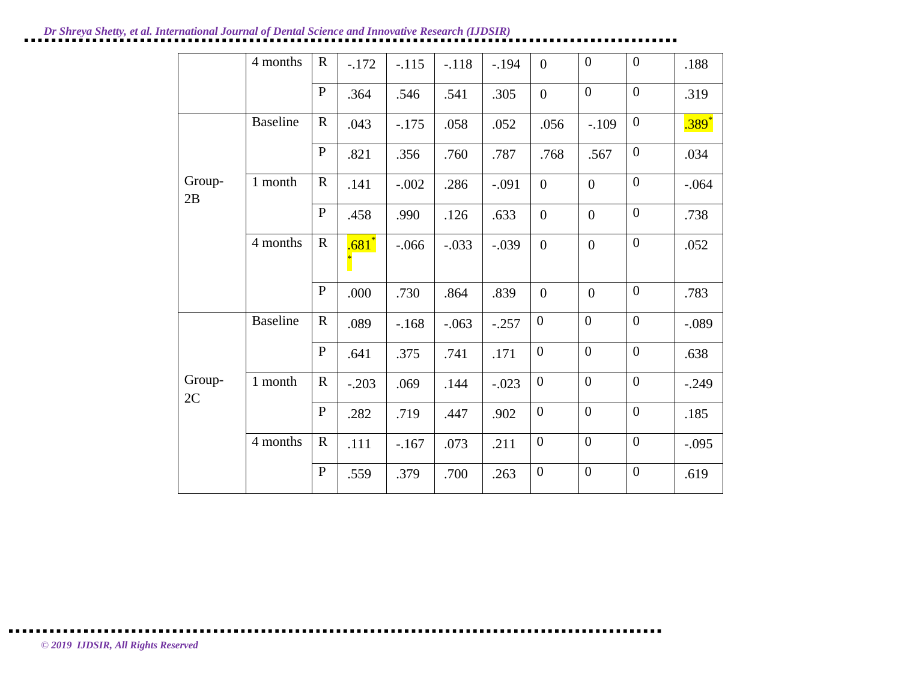|  |  |  |  |  |  |  |  |  |  |  |
|---|---|---|---|---|---|---|---|---|---|---|
|  | 4 months | R | -.172 | -.115 | -.118 | -.194 | 0 | 0 | 0 | .188 |
|  |  | P | .364 | .546 | .541 | .305 | 0 | 0 | 0 | .319 |
| Group-2B | Baseline | R | .043 | -.175 | .058 | .052 | .056 | -.109 | 0 | .389* |
|  |  | P | .821 | .356 | .760 | .787 | .768 | .567 | 0 | .034 |
|  | 1 month | R | .141 | -.002 | .286 | -.091 | 0 | 0 | 0 | -.064 |
|  |  | P | .458 | .990 | .126 | .633 | 0 | 0 | 0 | .738 |
|  | 4 months | R | .681** | -.066 | -.033 | -.039 | 0 | 0 | 0 | .052 |
|  |  | P | .000 | .730 | .864 | .839 | 0 | 0 | 0 | .783 |
| Group-2C | Baseline | R | .089 | -.168 | -.063 | -.257 | 0 | 0 | 0 | -.089 |
|  |  | P | .641 | .375 | .741 | .171 | 0 | 0 | 0 | .638 |
|  | 1 month | R | -.203 | .069 | .144 | -.023 | 0 | 0 | 0 | -.249 |
|  |  | P | .282 | .719 | .447 | .902 | 0 | 0 | 0 | .185 |
|  | 4 months | R | .111 | -.167 | .073 | .211 | 0 | 0 | 0 | -.095 |
|  |  | P | .559 | .379 | .700 | .263 | 0 | 0 | 0 | .619 |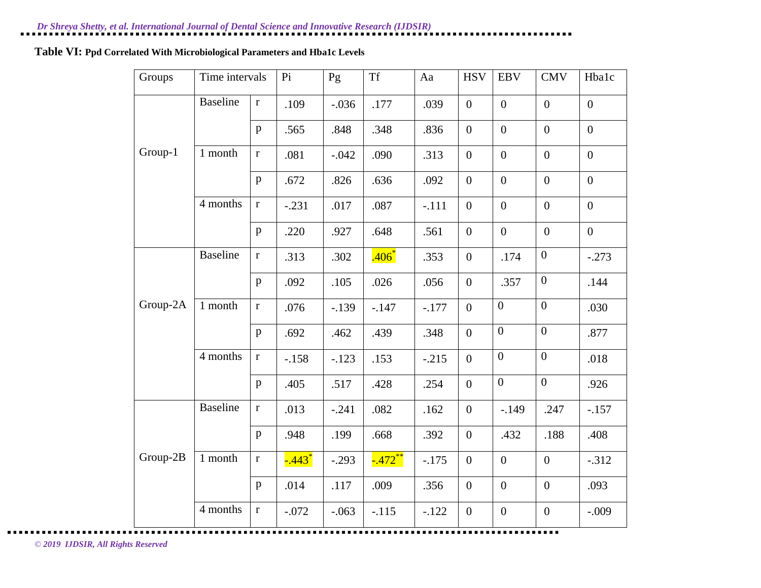**Table VI: Ppd Correlated With Microbiological Parameters and Hba1c Levels**

| Groups | Time intervals | | Pi | Pg | Tf | Aa | HSV | EBV | CMV | Hba1c |
|---|---|---|---|---|---|---|---|---|---|---|
| Group-1 | Baseline | r | .109 | -.036 | .177 | .039 | 0 | 0 | 0 | 0 |
| | | p | .565 | .848 | .348 | .836 | 0 | 0 | 0 | 0 |
| | 1 month | r | .081 | -.042 | .090 | .313 | 0 | 0 | 0 | 0 |
| | | p | .672 | .826 | .636 | .092 | 0 | 0 | 0 | 0 |
| | 4 months | r | -.231 | .017 | .087 | -.111 | 0 | 0 | 0 | 0 |
| | | p | .220 | .927 | .648 | .561 | 0 | 0 | 0 | 0 |
| Group-2A | Baseline | r | .313 | .302 | .406* | .353 | 0 | .174 | 0 | -.273 |
| | | p | .092 | .105 | .026 | .056 | 0 | .357 | 0 | .144 |
| | 1 month | r | .076 | -.139 | -.147 | -.177 | 0 | 0 | 0 | .030 |
| | | p | .692 | .462 | .439 | .348 | 0 | 0 | 0 | .877 |
| | 4 months | r | -.158 | -.123 | .153 | -.215 | 0 | 0 | 0 | .018 |
| | | p | .405 | .517 | .428 | .254 | 0 | 0 | 0 | .926 |
| Group-2B | Baseline | r | .013 | -.241 | .082 | .162 | 0 | -.149 | .247 | -.157 |
| | | p | .948 | .199 | .668 | .392 | 0 | .432 | .188 | .408 |
| | 1 month | r | -.443* | -.293 | -.472** | -.175 | 0 | 0 | 0 | -.312 |
| | | p | .014 | .117 | .009 | .356 | 0 | 0 | 0 | .093 |
| | 4 months | r | -.072 | -.063 | -.115 | -.122 | 0 | 0 | 0 | -.009 |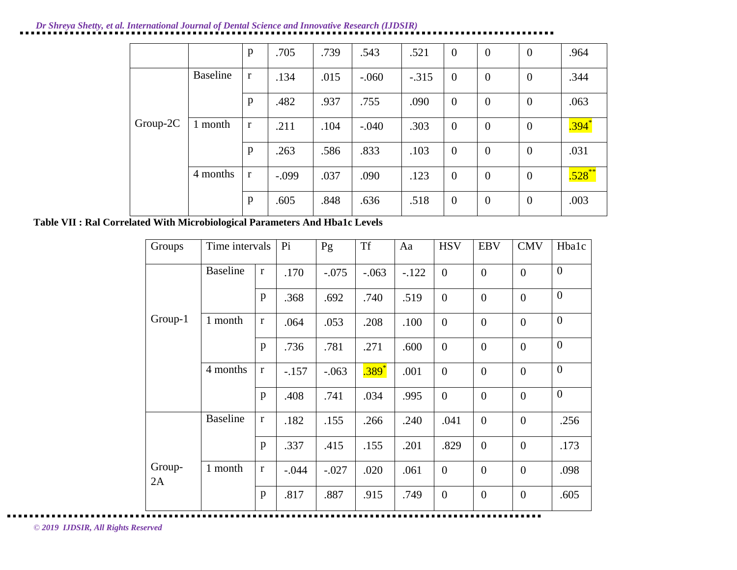|  |  | p | .705 | .739 | .543 | .521 | 0 | 0 | 0 | .964 |
|---|---|---|---|---|---|---|---|---|---|---|
| Group-2C | Baseline | r | .134 | .015 | -.060 | -.315 | 0 | 0 | 0 | .344 |
|  |  | p | .482 | .937 | .755 | .090 | 0 | 0 | 0 | .063 |
|  | 1 month | r | .211 | .104 | -.040 | .303 | 0 | 0 | 0 | .394* |
|  |  | p | .263 | .586 | .833 | .103 | 0 | 0 | 0 | .031 |
|  | 4 months | r | -.099 | .037 | .090 | .123 | 0 | 0 | 0 | .528** |
|  |  | p | .605 | .848 | .636 | .518 | 0 | 0 | 0 | .003 |

**Table VII : Ral Correlated With Microbiological Parameters And Hba1c Levels**

| Groups | Time intervals | | Pi | Pg | Tf | Aa | HSV | EBV | CMV | Hba1c |
|---|---|---|---|---|---|---|---|---|---|---|
| Group-1 | Baseline | r | .170 | -.075 | -.063 | -.122 | 0 | 0 | 0 | 0 |
|  |  | p | .368 | .692 | .740 | .519 | 0 | 0 | 0 | 0 |
|  | 1 month | r | .064 | .053 | .208 | .100 | 0 | 0 | 0 | 0 |
|  |  | p | .736 | .781 | .271 | .600 | 0 | 0 | 0 | 0 |
|  | 4 months | r | -.157 | -.063 | .389* | .001 | 0 | 0 | 0 | 0 |
|  |  | p | .408 | .741 | .034 | .995 | 0 | 0 | 0 | 0 |
| Group-2A | Baseline | r | .182 | .155 | .266 | .240 | .041 | 0 | 0 | .256 |
|  |  | p | .337 | .415 | .155 | .201 | .829 | 0 | 0 | .173 |
|  | 1 month | r | -.044 | -.027 | .020 | .061 | 0 | 0 | 0 | .098 |
|  |  | p | .817 | .887 | .915 | .749 | 0 | 0 | 0 | .605 |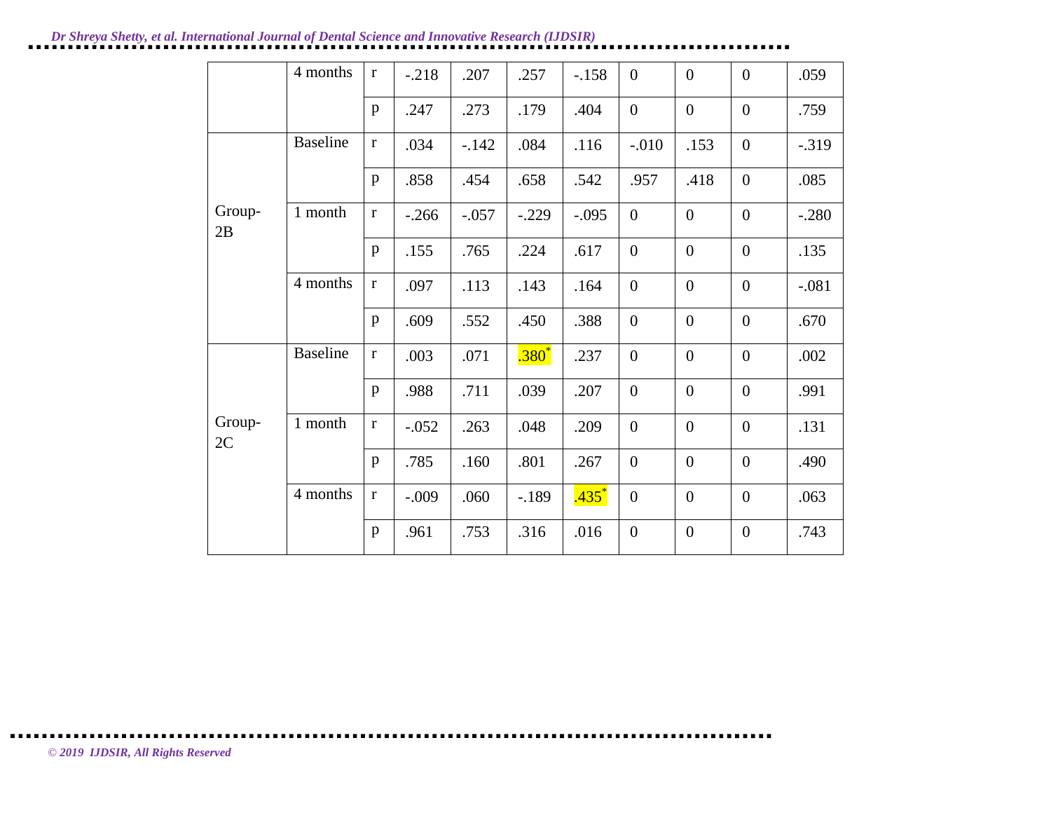| | | | | | | | | | | |
|---|---|---|---|---|---|---|---|---|---|---|
| | 4 months | r | -.218 | .207 | .257 | -.158 | 0 | 0 | 0 | .059 |
| | | p | .247 | .273 | .179 | .404 | 0 | 0 | 0 | .759 |
| Group-2B | Baseline | r | .034 | -.142 | .084 | .116 | -.010 | .153 | 0 | -.319 |
| | | p | .858 | .454 | .658 | .542 | .957 | .418 | 0 | .085 |
| | 1 month | r | -.266 | -.057 | -.229 | -.095 | 0 | 0 | 0 | -.280 |
| | | p | .155 | .765 | .224 | .617 | 0 | 0 | 0 | .135 |
| | 4 months | r | .097 | .113 | .143 | .164 | 0 | 0 | 0 | -.081 |
| | | p | .609 | .552 | .450 | .388 | 0 | 0 | 0 | .670 |
| Group-2C | Baseline | r | .003 | .071 | .380* | .237 | 0 | 0 | 0 | .002 |
| | | p | .988 | .711 | .039 | .207 | 0 | 0 | 0 | .991 |
| | 1 month | r | -.052 | .263 | .048 | .209 | 0 | 0 | 0 | .131 |
| | | p | .785 | .160 | .801 | .267 | 0 | 0 | 0 | .490 |
| | 4 months | r | -.009 | .060 | -.189 | .435* | 0 | 0 | 0 | .063 |
| | | p | .961 | .753 | .316 | .016 | 0 | 0 | 0 | .743 |